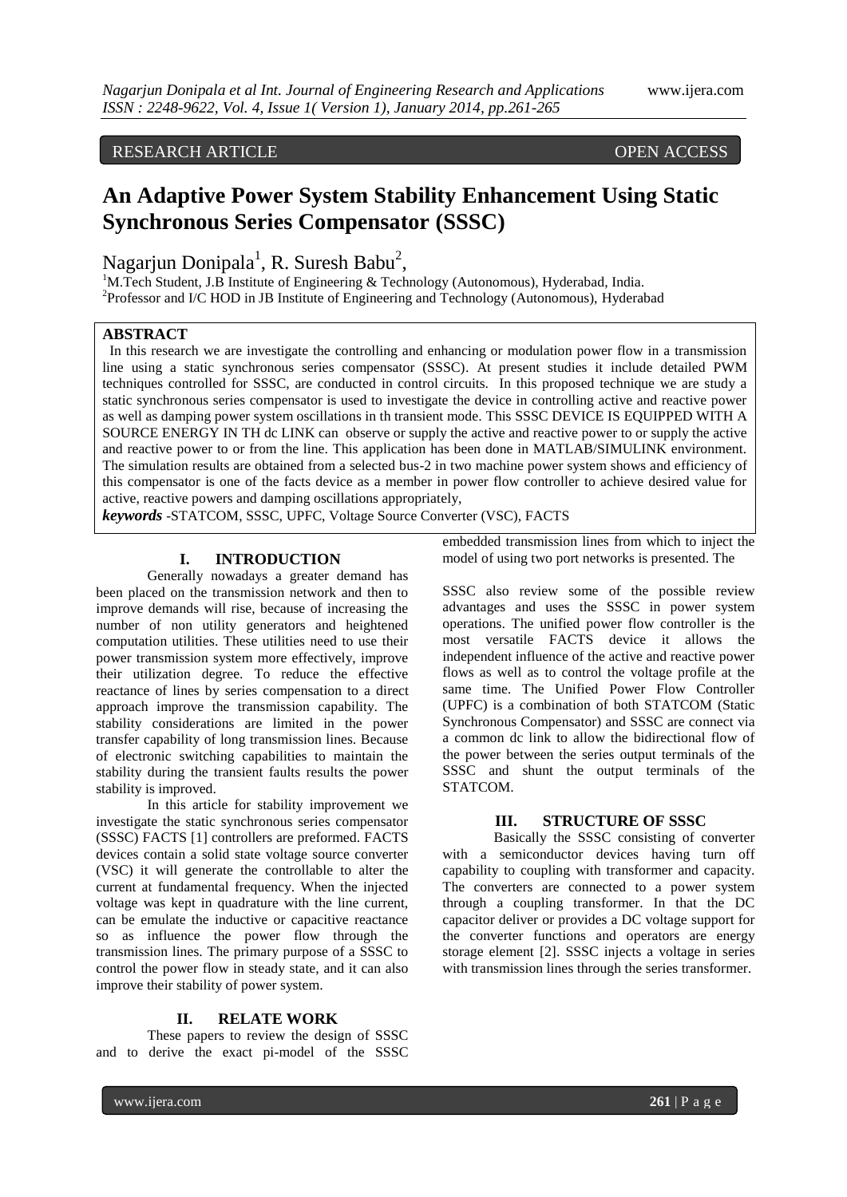RESEARCH ARTICLE OPEN ACCESS

# An Adaptive Power System Stability Enhancement Using Static Synchronous Series Compensator (SSSC)

Nagarjun Donipala[1], R. Suresh Babu[2],

[1]M.Tech Student, J.B Institute of Engineering & Technology (Autonomous), Hyderabad, India.
[2]Professor and I/C HOD in JB Institute of Engineering and Technology (Autonomous), Hyderabad

## ABSTRACT

In this research we are investigate the controlling and enhancing or modulation power flow in a transmission line using a static synchronous series compensator (SSSC). At present studies it include detailed PWM techniques controlled for SSSC, are conducted in control circuits. In this proposed technique we are study a static synchronous series compensator is used to investigate the device in controlling active and reactive power as well as damping power system oscillations in th transient mode. This SSSC DEVICE IS EQUIPPED WITH A SOURCE ENERGY IN TH dc LINK can observe or supply the active and reactive power to or supply the active and reactive power to or from the line. This application has been done in MATLAB/SIMULINK environment. The simulation results are obtained from a selected bus-2 in two machine power system shows and efficiency of this compensator is one of the facts device as a member in power flow controller to achieve desired value for active, reactive powers and damping oscillations appropriately,

***keywords*** -STATCOM, SSSC, UPFC, Voltage Source Converter (VSC), FACTS

## I. INTRODUCTION

Generally nowadays a greater demand has been placed on the transmission network and then to improve demands will rise, because of increasing the number of non utility generators and heightened computation utilities. These utilities need to use their power transmission system more effectively, improve their utilization degree. To reduce the effective reactance of lines by series compensation to a direct approach improve the transmission capability. The stability considerations are limited in the power transfer capability of long transmission lines. Because of electronic switching capabilities to maintain the stability during the transient faults results the power stability is improved.

In this article for stability improvement we investigate the static synchronous series compensator (SSSC) FACTS [1] controllers are preformed. FACTS devices contain a solid state voltage source converter (VSC) it will generate the controllable to alter the current at fundamental frequency. When the injected voltage was kept in quadrature with the line current, can be emulate the inductive or capacitive reactance so as influence the power flow through the transmission lines. The primary purpose of a SSSC to control the power flow in steady state, and it can also improve their stability of power system.

## II. RELATE WORK

These papers to review the design of SSSC and to derive the exact pi-model of the SSSC embedded transmission lines from which to inject the model of using two port networks is presented. The

SSSC also review some of the possible review advantages and uses the SSSC in power system operations. The unified power flow controller is the most versatile FACTS device it allows the independent influence of the active and reactive power flows as well as to control the voltage profile at the same time. The Unified Power Flow Controller (UPFC) is a combination of both STATCOM (Static Synchronous Compensator) and SSSC are connect via a common dc link to allow the bidirectional flow of the power between the series output terminals of the SSSC and shunt the output terminals of the STATCOM.

## III. STRUCTURE OF SSSC

Basically the SSSC consisting of converter with a semiconductor devices having turn off capability to coupling with transformer and capacity. The converters are connected to a power system through a coupling transformer. In that the DC capacitor deliver or provides a DC voltage support for the converter functions and operators are energy storage element [2]. SSSC injects a voltage in series with transmission lines through the series transformer.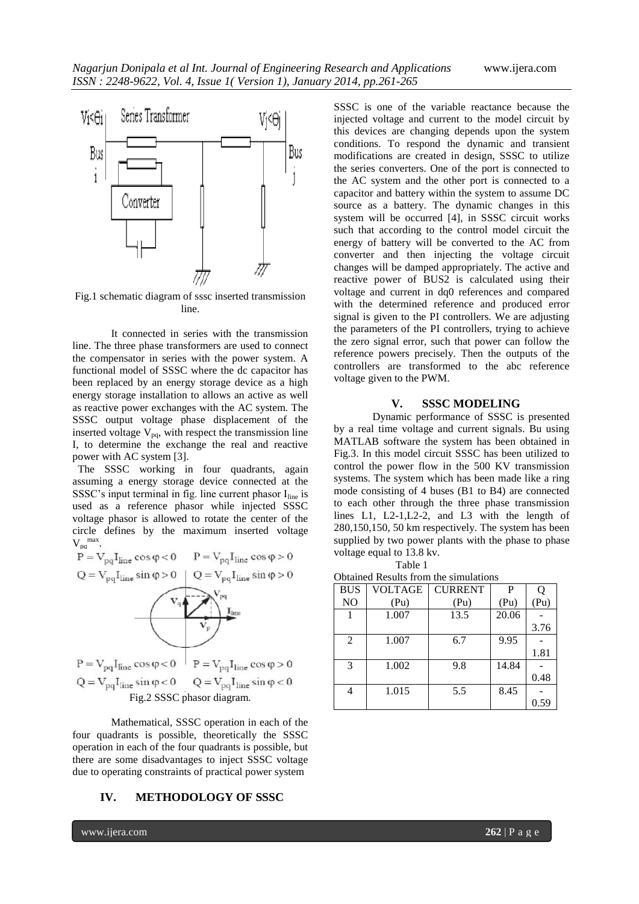Fig.1 schematic diagram of sssc inserted transmission line.

It connected in series with the transmission line. The three phase transformers are used to connect the compensator in series with the power system. A functional model of SSSC where the dc capacitor has been replaced by an energy storage device as a high energy storage installation to allows an active as well as reactive power exchanges with the AC system. The SSSC output voltage phase displacement of the inserted voltage $V_{pq}$, with respect the transmission line I, to determine the exchange the real and reactive power with AC system [3].

The SSSC working in four quadrants, again assuming a energy storage device connected at the SSSC's input terminal in fig. line current phasor $I_{line}$ is used as a reference phasor while injected SSSC voltage phasor is allowed to rotate the center of the circle defines by the maximum inserted voltage $V_{pq}^{max}$.

$P = V_{pq} I_{line} \cos\varphi < 0$ $\quad$ $P = V_{pq} I_{line} \cos\varphi > 0$

$Q = V_{pq} I_{line} \sin\varphi > 0$ $\quad$ $Q = V_{pq} I_{line} \sin\varphi > 0$

$P = V_{pq} I_{line} \cos\varphi < 0$ $\quad$ $P = V_{pq} I_{line} \cos\varphi > 0$

$Q = V_{pq} I_{line} \sin\varphi < 0$ $\quad$ $Q = V_{pq} I_{line} \sin\varphi < 0$

Fig.2 SSSC phasor diagram.

Mathematical, SSSC operation in each of the four quadrants is possible, theoretically the SSSC operation in each of the four quadrants is possible, but there are some disadvantages to inject SSSC voltage due to operating constraints of practical power system

## IV. METHODOLOGY OF SSSC

SSSC is one of the variable reactance because the injected voltage and current to the model circuit by this devices are changing depends upon the system conditions. To respond the dynamic and transient modifications are created in design, SSSC to utilize the series converters. One of the port is connected to the AC system and the other port is connected to a capacitor and battery within the system to assume DC source as a battery. The dynamic changes in this system will be occurred [4], in SSSC circuit works such that according to the control model circuit the energy of battery will be converted to the AC from converter and then injecting the voltage circuit changes will be damped appropriately. The active and reactive power of BUS2 is calculated using their voltage and current in dq0 references and compared with the determined reference and produced error signal is given to the PI controllers. We are adjusting the parameters of the PI controllers, trying to achieve the zero signal error, such that power can follow the reference powers precisely. Then the outputs of the controllers are transformed to the abc reference voltage given to the PWM.

## V. SSSC MODELING

Dynamic performance of SSSC is presented by a real time voltage and current signals. Bu using MATLAB software the system has been obtained in Fig.3. In this model circuit SSSC has been utilized to control the power flow in the 500 KV transmission systems. The system which has been made like a ring mode consisting of 4 buses (B1 to B4) are connected to each other through the three phase transmission lines L1, L2-1,L2-2, and L3 with the length of 280,150,150, 50 km respectively. The system has been supplied by two power plants with the phase to phase voltage equal to 13.8 kv.

Table 1

Obtained Results from the simulations

| BUS NO | VOLTAGE (Pu) | CURRENT (Pu) | P (Pu) | Q (Pu) |
|---|---|---|---|---|
| 1 | 1.007 | 13.5 | 20.06 | -3.76 |
| 2 | 1.007 | 6.7 | 9.95 | -1.81 |
| 3 | 1.002 | 9.8 | 14.84 | -0.48 |
| 4 | 1.015 | 5.5 | 8.45 | -0.59 |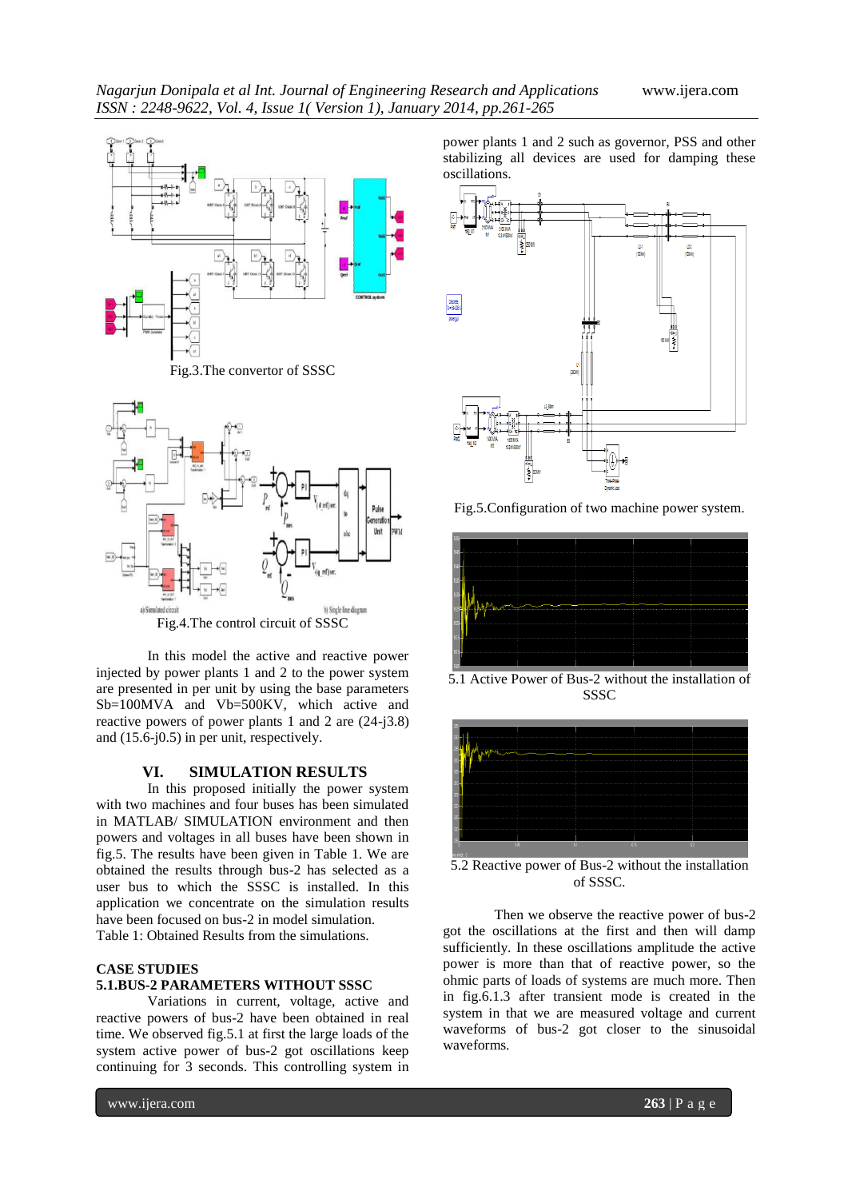Fig.3.The convertor of SSSC

Fig.4.The control circuit of SSSC

In this model the active and reactive power injected by power plants 1 and 2 to the power system are presented in per unit by using the base parameters Sb=100MVA and Vb=500KV, which active and reactive powers of power plants 1 and 2 are (24-j3.8) and (15.6-j0.5) in per unit, respectively.

## VI. SIMULATION RESULTS

In this proposed initially the power system with two machines and four buses has been simulated in MATLAB/ SIMULATION environment and then powers and voltages in all buses have been shown in fig.5. The results have been given in Table 1. We are obtained the results through bus-2 has selected as a user bus to which the SSSC is installed. In this application we concentrate on the simulation results have been focused on bus-2 in model simulation.

Table 1: Obtained Results from the simulations.

### CASE STUDIES

### 5.1.BUS-2 PARAMETERS WITHOUT SSSC

Variations in current, voltage, active and reactive powers of bus-2 have been obtained in real time. We observed fig.5.1 at first the large loads of the system active power of bus-2 got oscillations keep continuing for 3 seconds. This controlling system in power plants 1 and 2 such as governor, PSS and other stabilizing all devices are used for damping these oscillations.

Fig.5.Configuration of two machine power system.

5.1 Active Power of Bus-2 without the installation of SSSC

5.2 Reactive power of Bus-2 without the installation of SSSC.

Then we observe the reactive power of bus-2 got the oscillations at the first and then will damp sufficiently. In these oscillations amplitude the active power is more than that of reactive power, so the ohmic parts of loads of systems are much more. Then in fig.6.1.3 after transient mode is created in the system in that we are measured voltage and current waveforms of bus-2 got closer to the sinusoidal waveforms.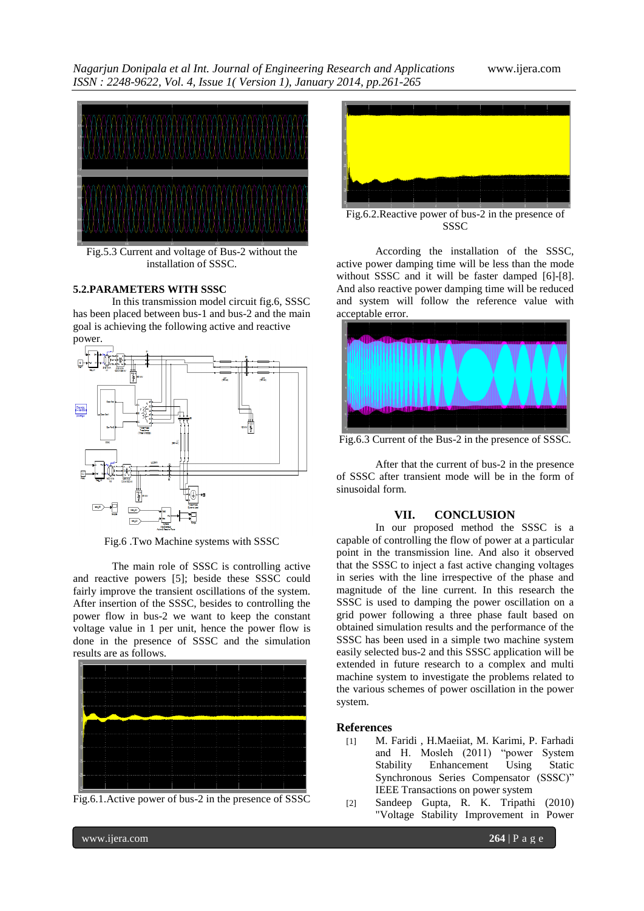Fig.5.3 Current and voltage of Bus-2 without the installation of SSSC.

### 5.2.PARAMETERS WITH SSSC

In this transmission model circuit fig.6, SSSC has been placed between bus-1 and bus-2 and the main goal is achieving the following active and reactive power.

Fig.6 .Two Machine systems with SSSC

The main role of SSSC is controlling active and reactive powers [5]; beside these SSSC could fairly improve the transient oscillations of the system. After insertion of the SSSC, besides to controlling the power flow in bus-2 we want to keep the constant voltage value in 1 per unit, hence the power flow is done in the presence of SSSC and the simulation results are as follows.

Fig.6.1.Active power of bus-2 in the presence of SSSC

Fig.6.2.Reactive power of bus-2 in the presence of SSSC

According the installation of the SSSC, active power damping time will be less than the mode without SSSC and it will be faster damped [6]-[8]. And also reactive power damping time will be reduced and system will follow the reference value with acceptable error.

Fig.6.3 Current of the Bus-2 in the presence of SSSC.

After that the current of bus-2 in the presence of SSSC after transient mode will be in the form of sinusoidal form.

## VII. CONCLUSION

In our proposed method the SSSC is a capable of controlling the flow of power at a particular point in the transmission line. And also it observed that the SSSC to inject a fast active changing voltages in series with the line irrespective of the phase and magnitude of the line current. In this research the SSSC is used to damping the power oscillation on a grid power following a three phase fault based on obtained simulation results and the performance of the SSSC has been used in a simple two machine system easily selected bus-2 and this SSSC application will be extended in future research to a complex and multi machine system to investigate the problems related to the various schemes of power oscillation in the power system.

## References

[1] M. Faridi , H.Maeiiat, M. Karimi, P. Farhadi and H. Mosleh (2011) "power System Stability Enhancement Using Static Synchronous Series Compensator (SSSC)" IEEE Transactions on power system

[2] Sandeep Gupta, R. K. Tripathi (2010) "Voltage Stability Improvement in Power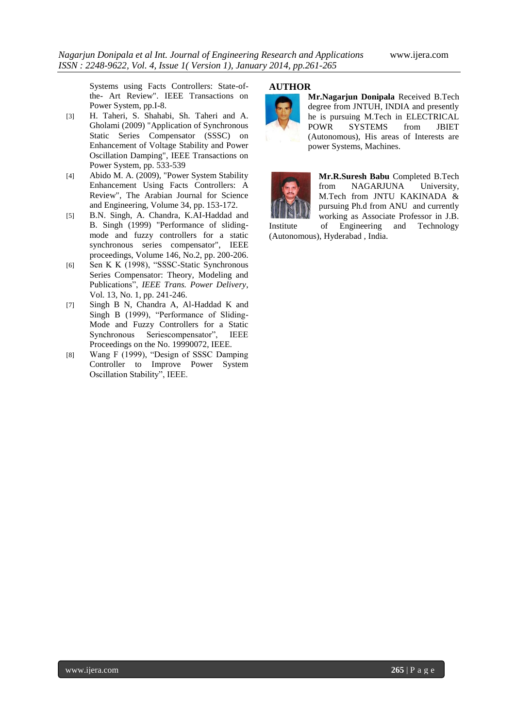Systems using Facts Controllers: State-of-the- Art Review". IEEE Transactions on Power System, pp.I-8.

[3] H. Taheri, S. Shahabi, Sh. Taheri and A. Gholami (2009) "Application of Synchronous Static Series Compensator (SSSC) on Enhancement of Voltage Stability and Power Oscillation Damping", IEEE Transactions on Power System, pp. 533-539

[4] Abido M. A. (2009), "Power System Stability Enhancement Using Facts Controllers: A Review", The Arabian Journal for Science and Engineering, Volume 34, pp. 153-172.

[5] B.N. Singh, A. Chandra, K.AI-Haddad and B. Singh (1999) "Performance of sliding-mode and fuzzy controllers for a static synchronous series compensator", IEEE proceedings, Volume 146, No.2, pp. 200-206.

[6] Sen K K (1998), "SSSC-Static Synchronous Series Compensator: Theory, Modeling and Publications", *IEEE Trans. Power Delivery*, Vol. 13, No. 1, pp. 241-246.

[7] Singh B N, Chandra A, Al-Haddad K and Singh B (1999), "Performance of Sliding-Mode and Fuzzy Controllers for a Static Synchronous Seriescompensator", IEEE Proceedings on the No. 19990072, IEEE.

[8] Wang F (1999), "Design of SSSC Damping Controller to Improve Power System Oscillation Stability", IEEE.

## AUTHOR

**Mr.Nagarjun Donipala** Received B.Tech degree from JNTUH, INDIA and presently he is pursuing M.Tech in ELECTRICAL POWR SYSTEMS from JBIET (Autonomous), His areas of Interests are power Systems, Machines.

**Mr.R.Suresh Babu** Completed B.Tech from NAGARJUNA University, M.Tech from JNTU KAKINADA & pursuing Ph.d from ANU and currently working as Associate Professor in J.B. Institute of Engineering and Technology (Autonomous), Hyderabad , India.